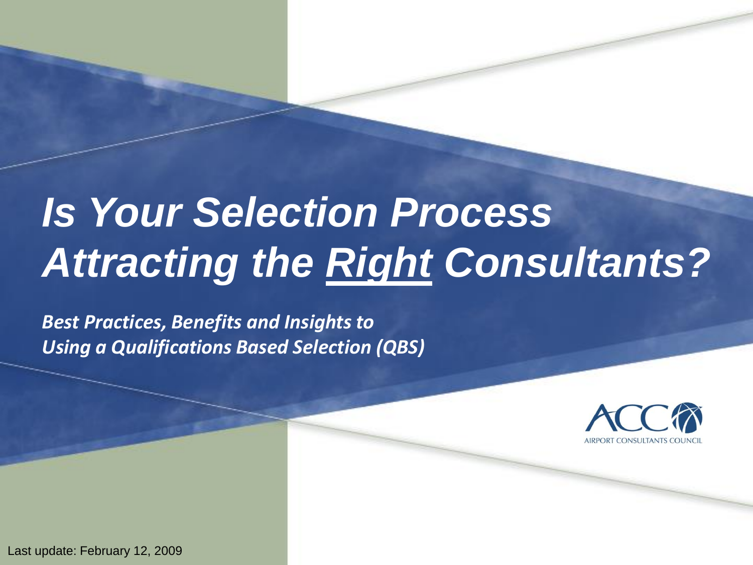# *Is Your Selection Process Attracting the Right Consultants?*

***Best Practices, Benefits and Insights to Using a Qualifications Based Selection (QBS)***

ACC AIRPORT CONSULTANTS COUNCIL

Last update: February 12, 2009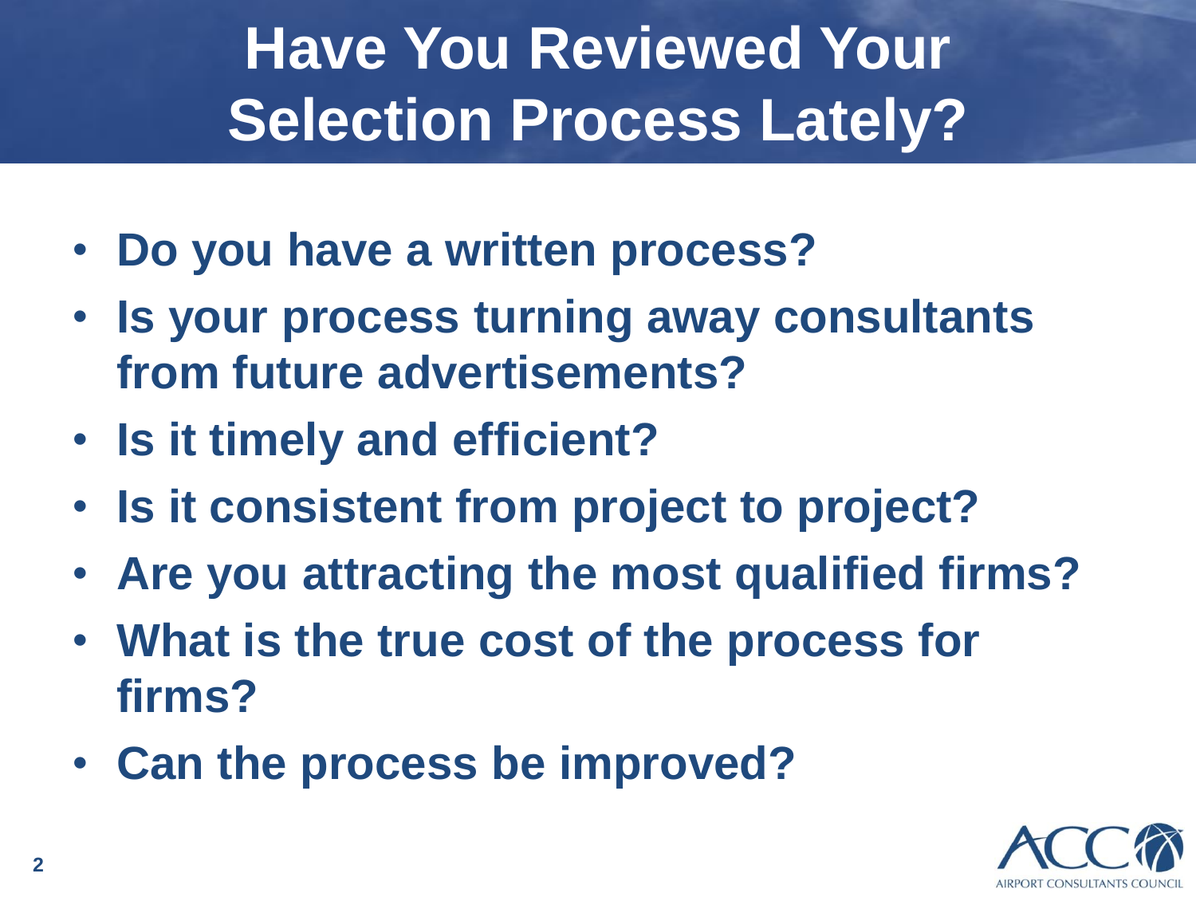# Have You Reviewed Your Selection Process Lately?

- **Do you have a written process?**
- **Is your process turning away consultants from future advertisements?**
- **Is it timely and efficient?**
- **Is it consistent from project to project?**
- **Are you attracting the most qualified firms?**
- **What is the true cost of the process for firms?**
- **Can the process be improved?**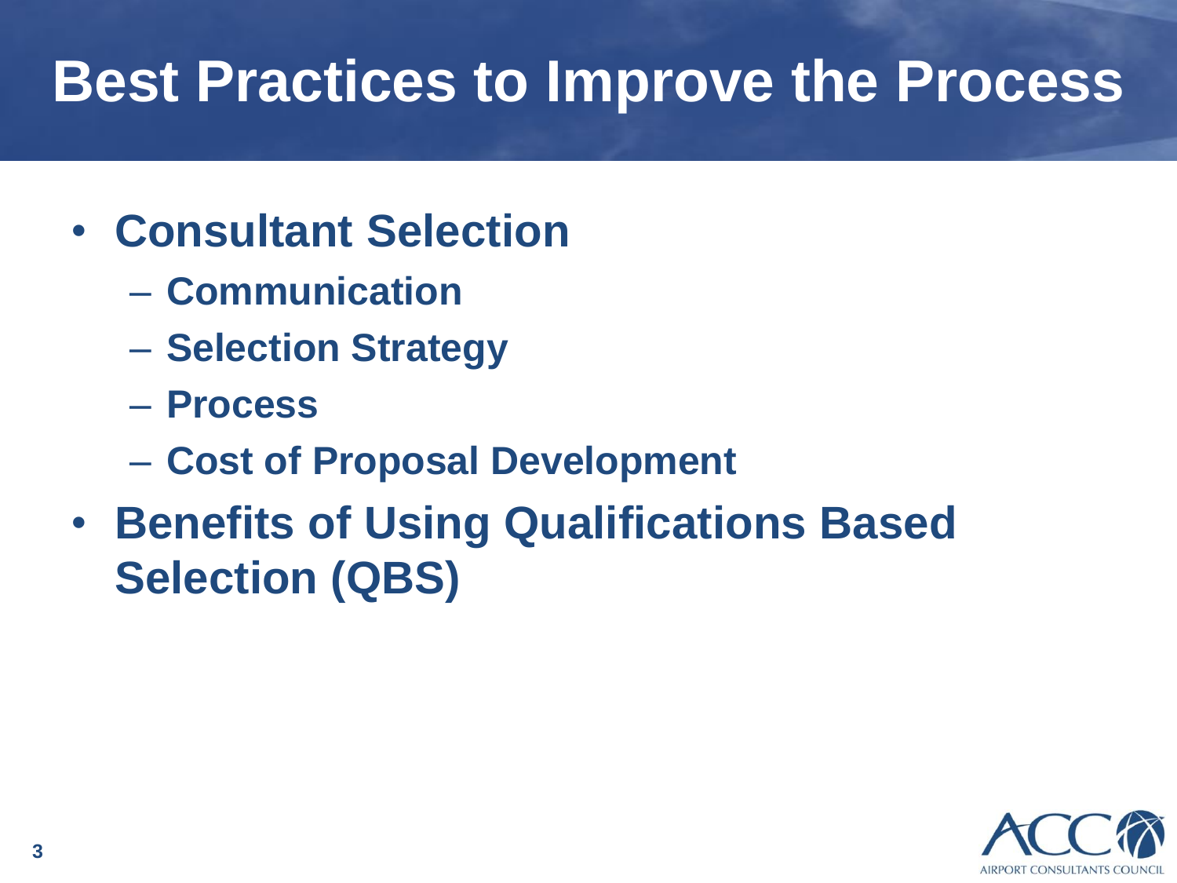# Best Practices to Improve the Process

- **Consultant Selection**
  - **Communication**
  - **Selection Strategy**
  - **Process**
  - **Cost of Proposal Development**
- **Benefits of Using Qualifications Based Selection (QBS)**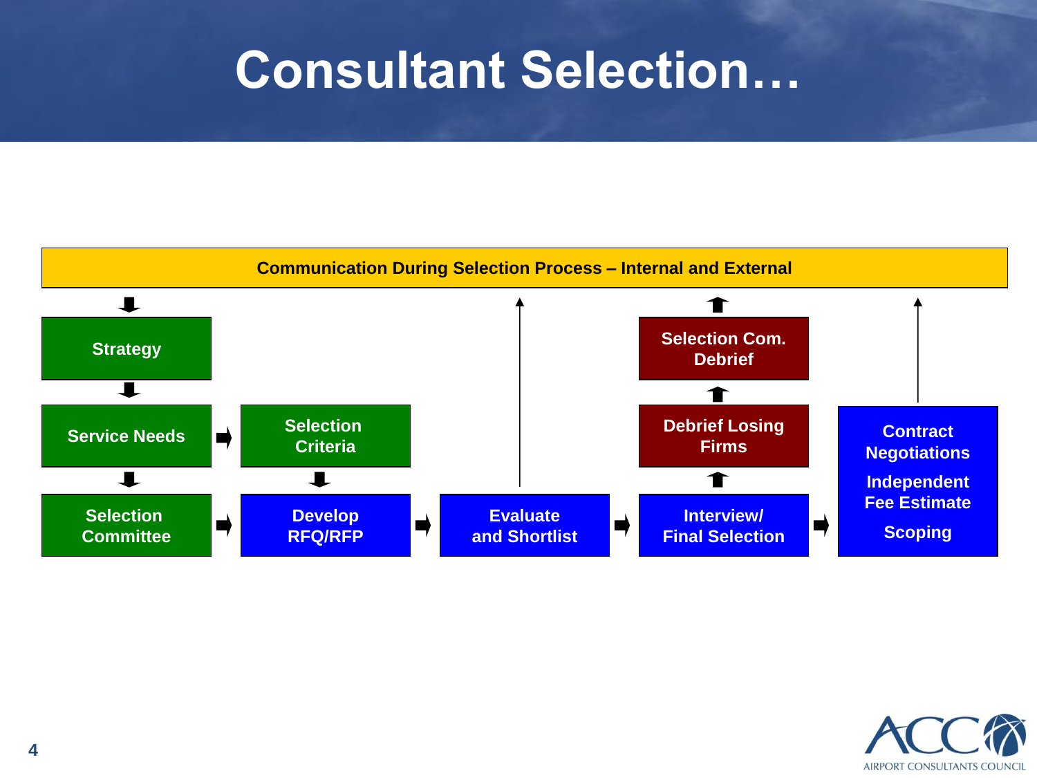# Consultant Selection…

**Communication During Selection Process – Internal and External**

- Strategy
- Service Needs → Selection Criteria
- Selection Committee → Develop RFQ/RFP → Evaluate and Shortlist → Interview/ Final Selection → Contract Negotiations / Independent Fee Estimate / Scoping
- Interview/ Final Selection → Debrief Losing Firms → Selection Com. Debrief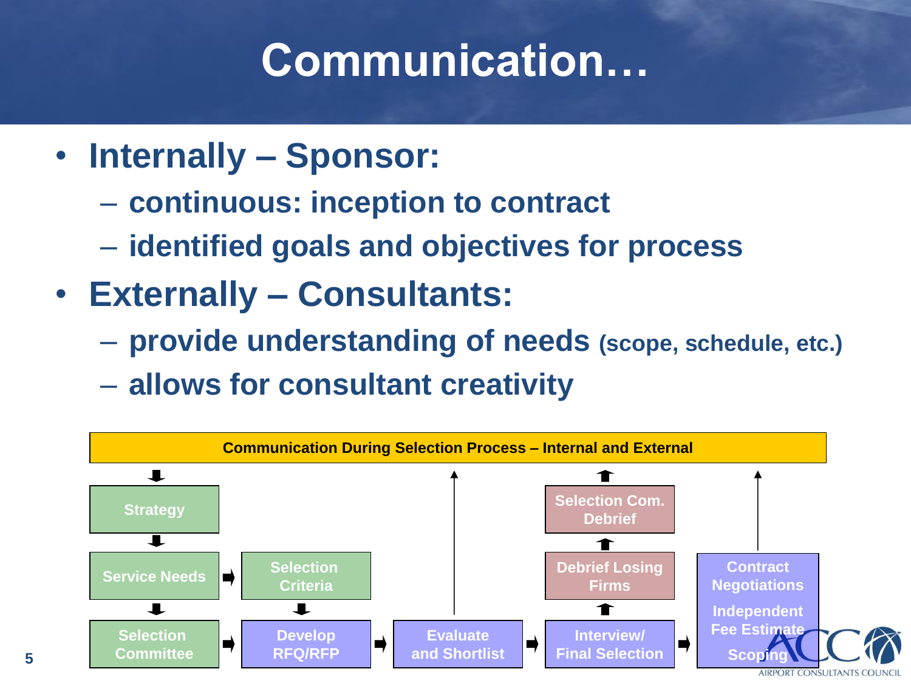# Communication…

- **Internally – Sponsor:**
  - **continuous: inception to contract**
  - **identified goals and objectives for process**
- **Externally – Consultants:**
  - **provide understanding of needs** (scope, schedule, etc.)
  - **allows for consultant creativity**

**Communication During Selection Process – Internal and External**

Strategy

Service Needs → Selection Criteria

Selection Committee → Develop RFQ/RFP → Evaluate and Shortlist → Interview/ Final Selection → Contract Negotiations / Independent Fee Estimate / Scoping

Debrief Losing Firms

Selection Com. Debrief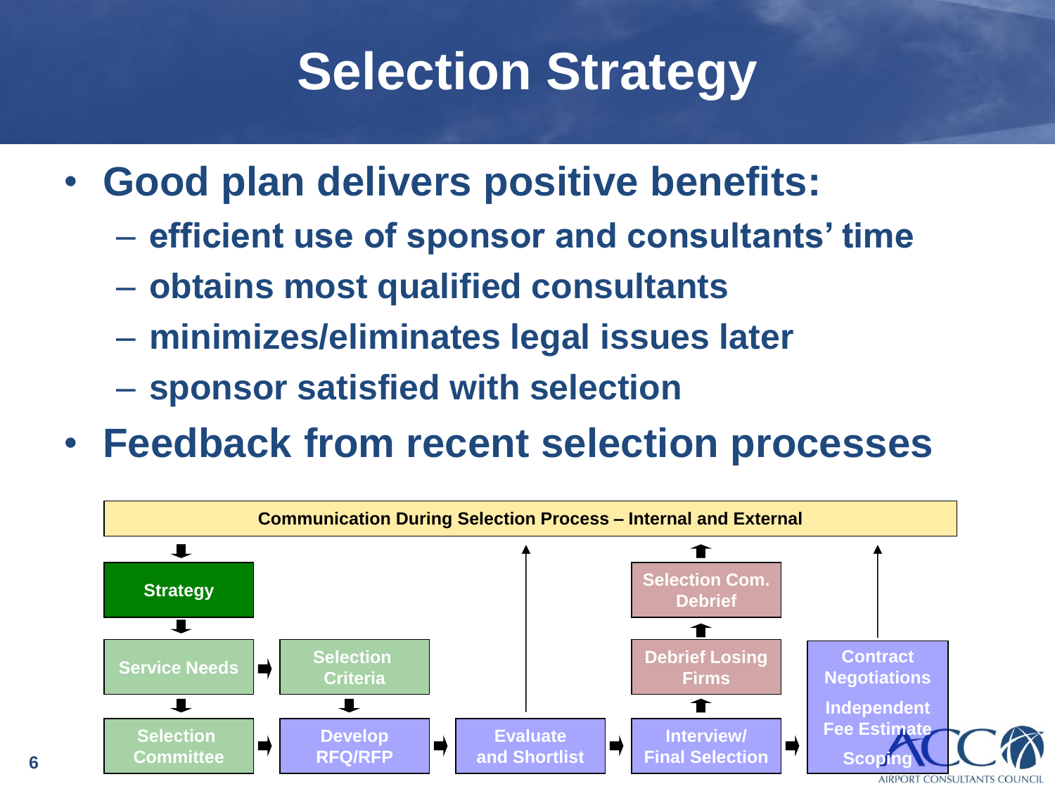# Selection Strategy

- **Good plan delivers positive benefits:**
  - **efficient use of sponsor and consultants' time**
  - **obtains most qualified consultants**
  - **minimizes/eliminates legal issues later**
  - **sponsor satisfied with selection**
- **Feedback from recent selection processes**

**Communication During Selection Process – Internal and External**

Strategy

Service Needs → Selection Criteria

Selection Committee → Develop RFQ/RFP → Evaluate and Shortlist → Interview/ Final Selection → Contract Negotiations, Independent Fee Estimate, Scoping

Debrief Losing Firms

Selection Com. Debrief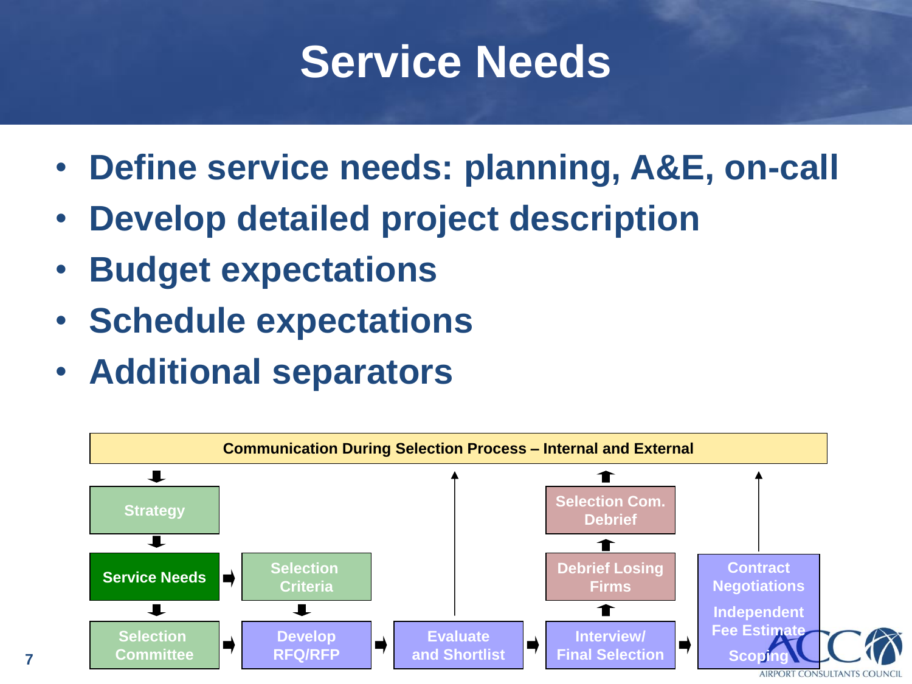# Service Needs

- **Define service needs: planning, A&E, on-call**
- **Develop detailed project description**
- **Budget expectations**
- **Schedule expectations**
- **Additional separators**

**Communication During Selection Process – Internal and External**

Strategy

Service Needs → Selection Criteria

Selection Committee → Develop RFQ/RFP → Evaluate and Shortlist → Interview/ Final Selection → Contract Negotiations, Independent Fee Estimate, Scoping

Debrief Losing Firms

Selection Com. Debrief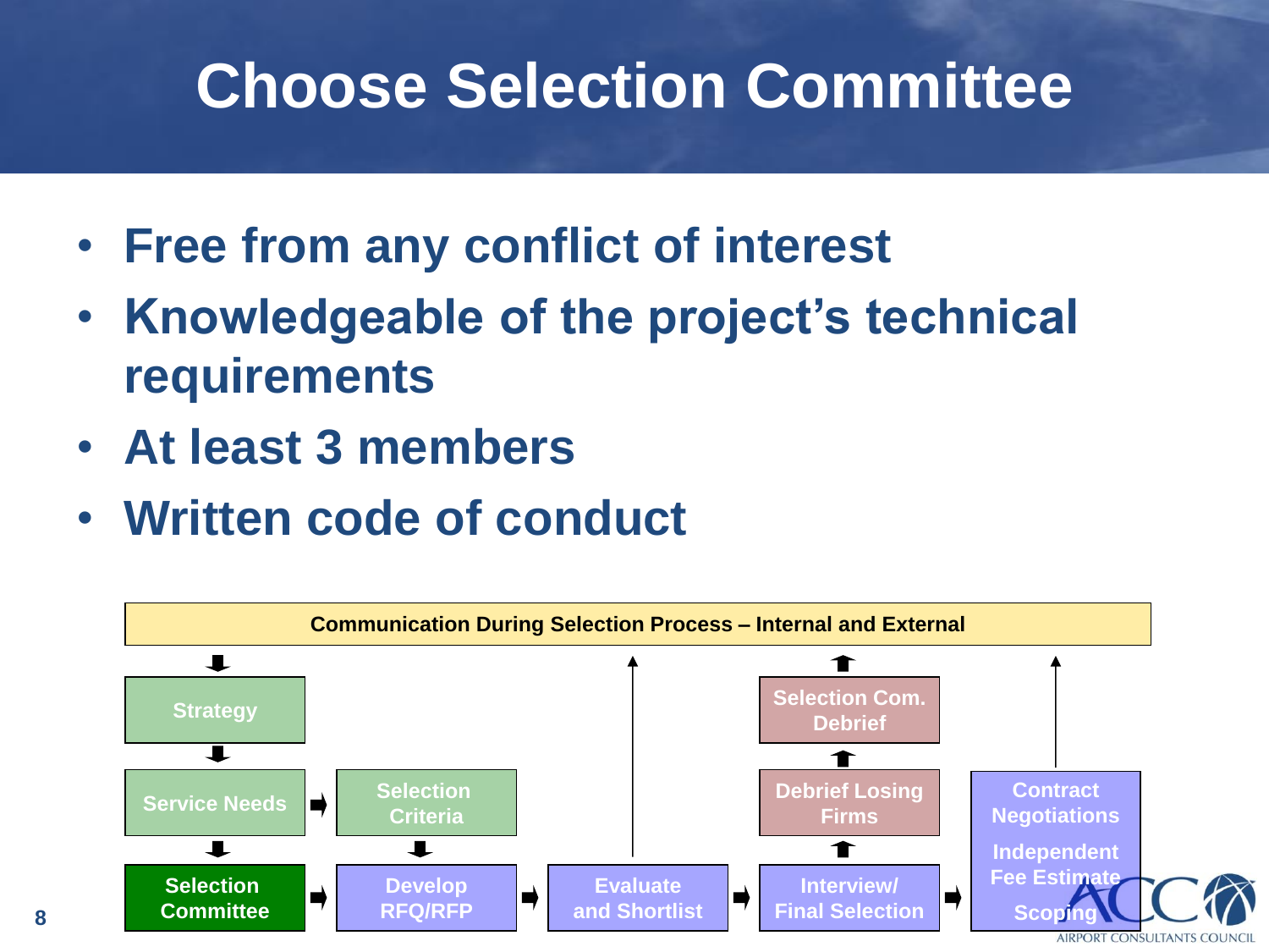# Choose Selection Committee

- **Free from any conflict of interest**
- **Knowledgeable of the project's technical requirements**
- **At least 3 members**
- **Written code of conduct**

**Communication During Selection Process – Internal and External**

Strategy → Service Needs → Selection Criteria

Service Needs → Selection Committee

Selection Criteria → Develop RFQ/RFP

Selection Committee → Develop RFQ/RFP → Evaluate and Shortlist → Interview/ Final Selection → Contract Negotiations, Independent Fee Estimate, Scoping

Interview/ Final Selection → Debrief Losing Firms → Selection Com. Debrief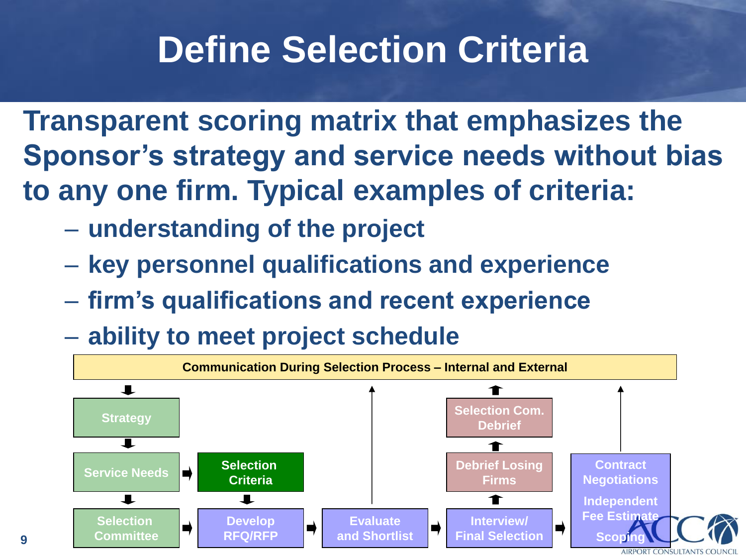# Define Selection Criteria

**Transparent scoring matrix that emphasizes the Sponsor's strategy and service needs without bias to any one firm. Typical examples of criteria:**

- **understanding of the project**
- **key personnel qualifications and experience**
- **firm's qualifications and recent experience**
- **ability to meet project schedule**

**Communication During Selection Process – Internal and External**

- Strategy
- Service Needs
- Selection Committee
- Selection Criteria
- Develop RFQ/RFP
- Evaluate and Shortlist
- Interview/ Final Selection
- Debrief Losing Firms
- Selection Com. Debrief
- Contract Negotiations
- Independent Fee Estimate
- Scoping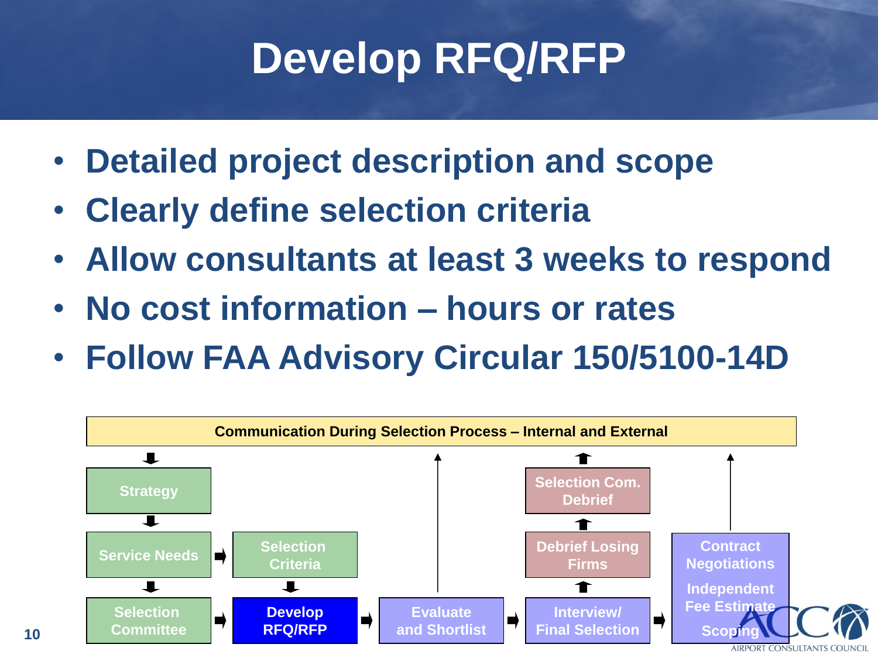# Develop RFQ/RFP

- **Detailed project description and scope**
- **Clearly define selection criteria**
- **Allow consultants at least 3 weeks to respond**
- **No cost information – hours or rates**
- **Follow FAA Advisory Circular 150/5100-14D**

**Communication During Selection Process – Internal and External**

Strategy → Service Needs → Selection Criteria

Service Needs → Selection Committee → Develop RFQ/RFP

Selection Criteria → Develop RFQ/RFP → Evaluate and Shortlist → Interview/ Final Selection → Contract Negotiations / Independent Fee Estimate / Scoping

Interview/ Final Selection → Debrief Losing Firms → Selection Com. Debrief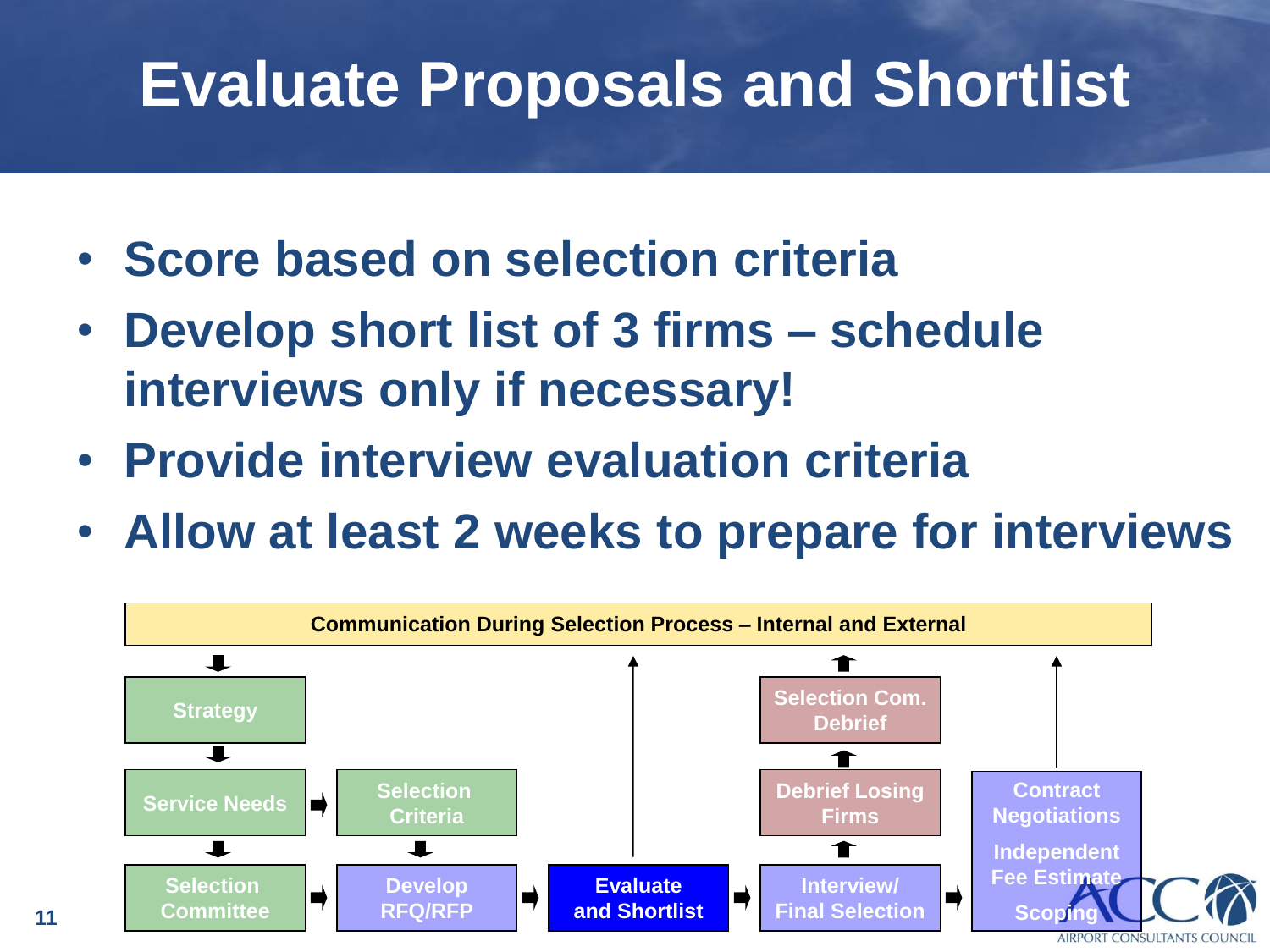# Evaluate Proposals and Shortlist

- Score based on selection criteria
- Develop short list of 3 firms – schedule interviews only if necessary!
- Provide interview evaluation criteria
- Allow at least 2 weeks to prepare for interviews

Communication During Selection Process – Internal and External

Strategy

Service Needs

Selection Criteria

Selection Committee

Develop RFQ/RFP

Evaluate and Shortlist

Interview/ Final Selection

Debrief Losing Firms

Selection Com. Debrief

Contract Negotiations

Independent Fee Estimate

Scoping

AIRPORT CONSULTANTS COUNCIL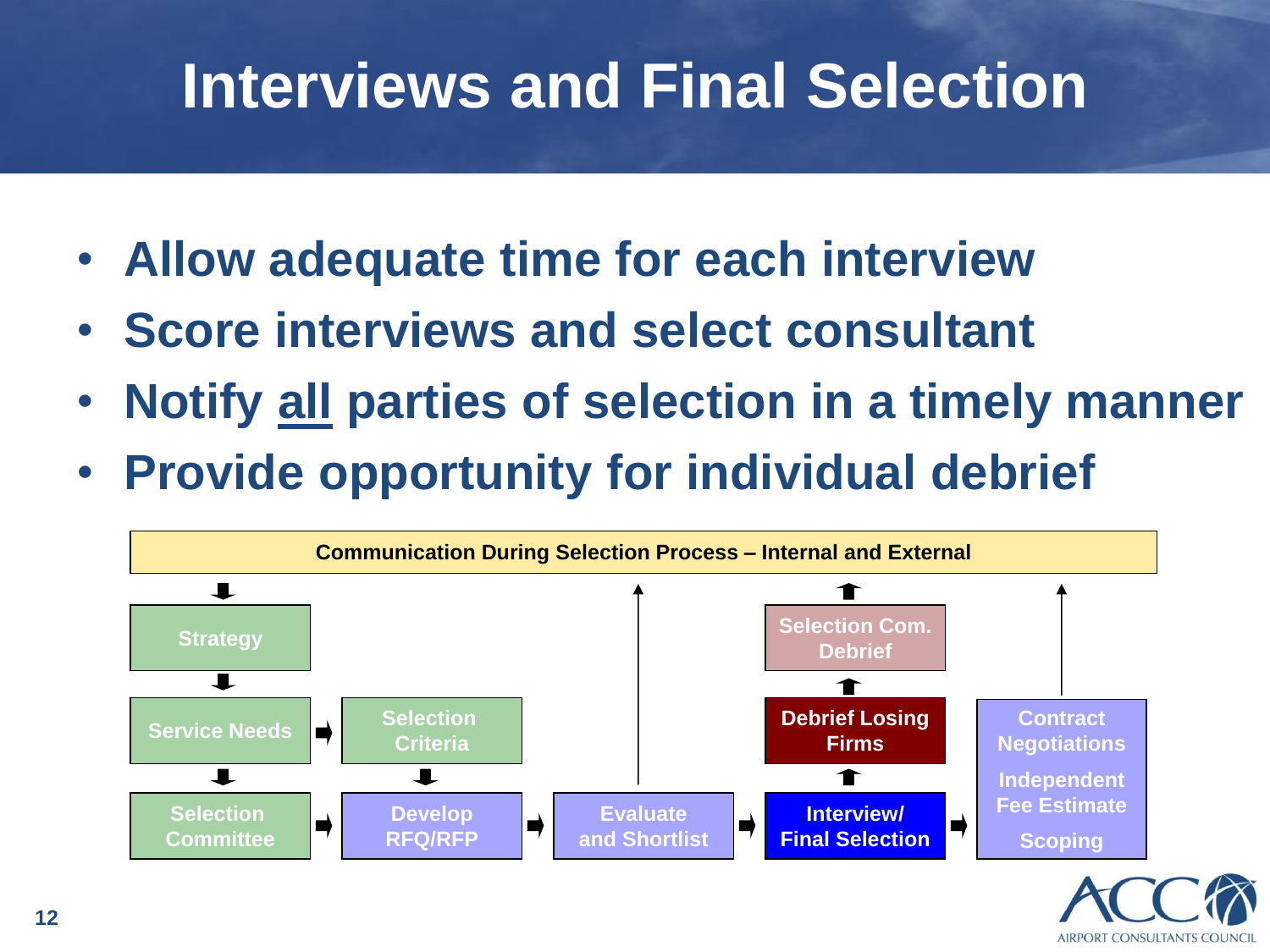# Interviews and Final Selection

- **Allow adequate time for each interview**
- **Score interviews and select consultant**
- **Notify <u>all</u> parties of selection in a timely manner**
- **Provide opportunity for individual debrief**

**Communication During Selection Process – Internal and External**

Strategy

Service Needs

Selection Criteria

Selection Committee

Develop RFQ/RFP

Evaluate and Shortlist

Interview/ Final Selection

Debrief Losing Firms

Selection Com. Debrief

Contract Negotiations

Independent Fee Estimate

Scoping

AIRPORT CONSULTANTS COUNCIL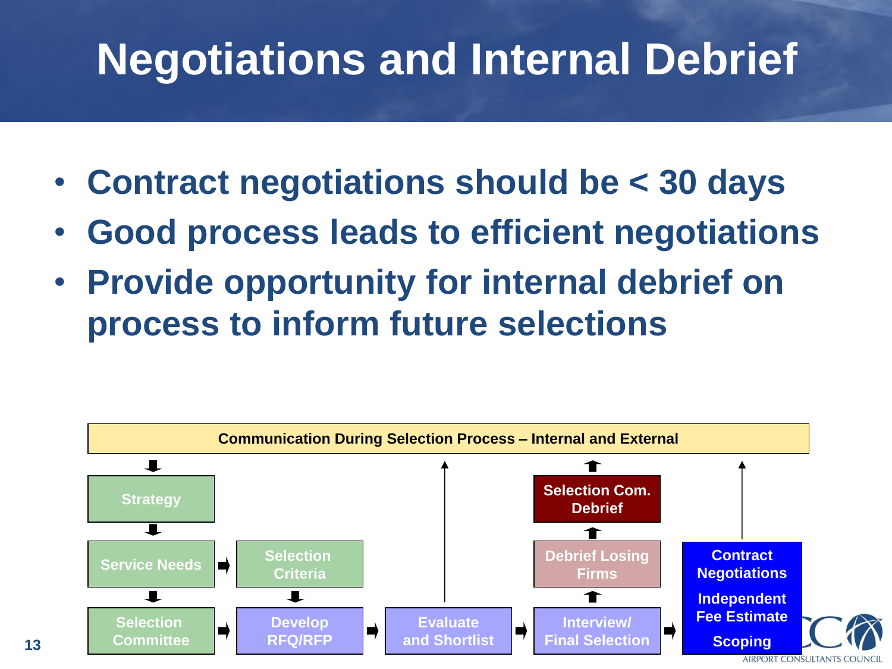# Negotiations and Internal Debrief

- **Contract negotiations should be < 30 days**
- **Good process leads to efficient negotiations**
- **Provide opportunity for internal debrief on process to inform future selections**

**Communication During Selection Process – Internal and External**

Strategy

Service Needs

Selection Criteria

Selection Committee

Develop RFQ/RFP

Evaluate and Shortlist

Interview/ Final Selection

Debrief Losing Firms

Selection Com. Debrief

Contract Negotiations

Independent Fee Estimate

Scoping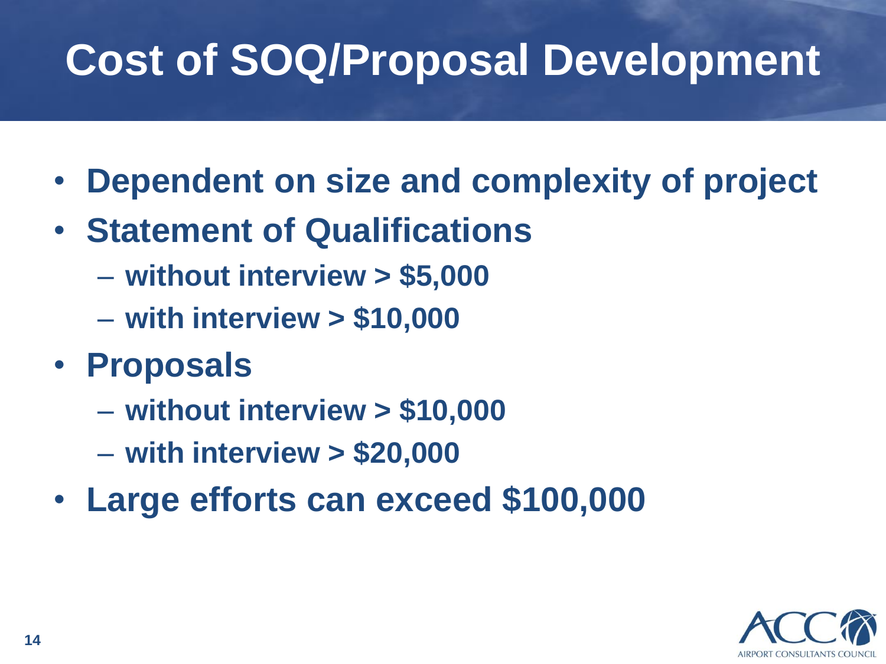# Cost of SOQ/Proposal Development

- **Dependent on size and complexity of project**
- **Statement of Qualifications**
  - **without interview > $5,000**
  - **with interview > $10,000**
- **Proposals**
  - **without interview > $10,000**
  - **with interview > $20,000**
- **Large efforts can exceed $100,000**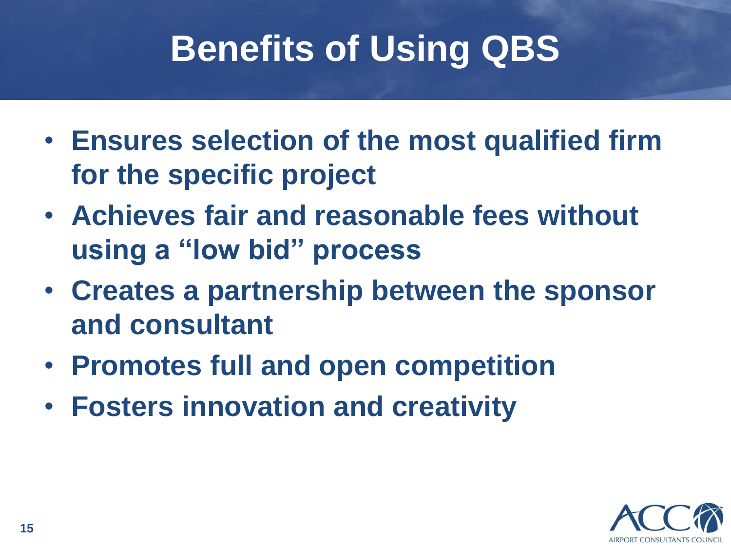# Benefits of Using QBS

- **Ensures selection of the most qualified firm for the specific project**
- **Achieves fair and reasonable fees without using a "low bid" process**
- **Creates a partnership between the sponsor and consultant**
- **Promotes full and open competition**
- **Fosters innovation and creativity**